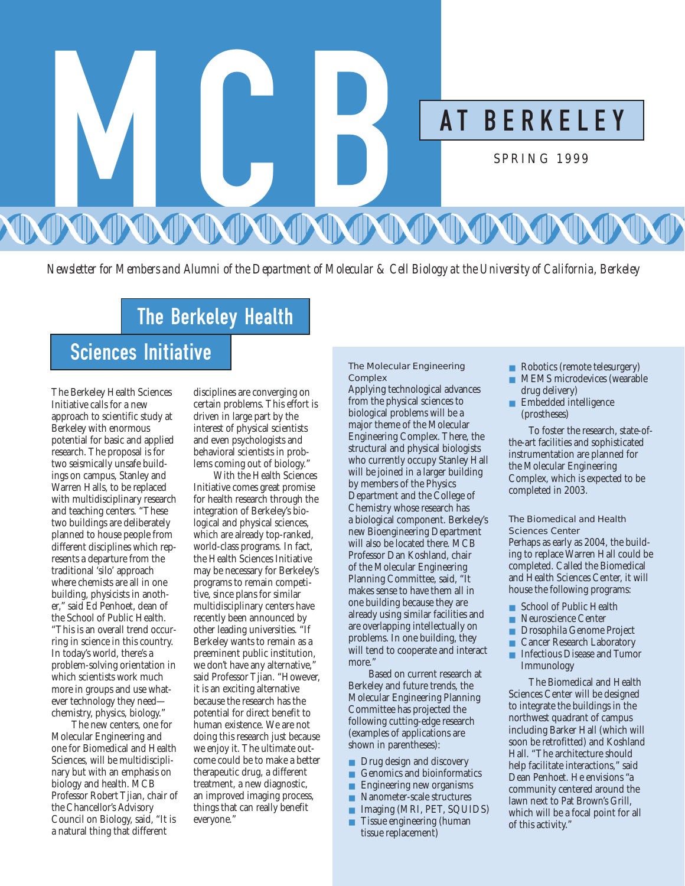# MCB AT BERKELEY

SPRING 1999

*Newsletter for Members and Alumni of the Department of Molecular & Cell Biology at the University of California, Berkeley*

## The Berkeley Health Sciences Initiative

The Berkeley Health Sciences Initiative calls for a new approach to scientific study at Berkeley with enormous potential for basic and applied research. The proposal is for two seismically unsafe buildings on campus, Stanley and Warren Halls, to be replaced with multidisciplinary research and teaching centers. "These two buildings are deliberately planned to house people from different disciplines which represents a departure from the traditional 'silo' approach where chemists are all in one building, physicists in another," said Ed Penhoet, dean of the School of Public Health. "This is an overall trend occurring in science in this country. In today's world, there's a problem-solving orientation in which scientists work much more in groups and use whatever technology they need—chemistry, physics, biology."

The new centers, one for Molecular Engineering and one for Biomedical and Health Sciences, will be multidisciplinary but with an emphasis on biology and health. MCB Professor Robert Tjian, chair of the Chancellor's Advisory Council on Biology, said, "It is a natural thing that different disciplines are converging on certain problems. This effort is driven in large part by the interest of physical scientists and even psychologists and behavioral scientists in problems coming out of biology."

With the Health Sciences Initiative comes great promise for health research through the integration of Berkeley's biological and physical sciences, which are already top-ranked, world-class programs. In fact, the Health Sciences Initiative may be necessary for Berkeley's programs to remain competitive, since plans for similar multidisciplinary centers have recently been announced by other leading universities. "If Berkeley wants to remain as a preeminent public institution, we don't have any alternative," said Professor Tjian. "However, it is an exciting alternative because the research has the potential for direct benefit to human existence. We are not doing this research just because we enjoy it. The ultimate outcome could be to make a better therapeutic drug, a different treatment, a new diagnostic, an improved imaging process, things that can really benefit everyone."

### The Molecular Engineering Complex

Applying technological advances from the physical sciences to biological problems will be a major theme of the Molecular Engineering Complex. There, the structural and physical biologists who currently occupy Stanley Hall will be joined in a larger building by members of the Physics Department and the College of Chemistry whose research has a biological component. Berkeley's new Bioengineering Department will also be located there. MCB Professor Dan Koshland, chair of the Molecular Engineering Planning Committee, said, "It makes sense to have them all in one building because they are already using similar facilities and are overlapping intellectually on problems. In one building, they will tend to cooperate and interact more."

Based on current research at Berkeley and future trends, the Molecular Engineering Planning Committee has projected the following cutting-edge research (examples of applications are shown in parentheses):

- Drug design and discovery
- Genomics and bioinformatics
- Engineering new organisms
- Nanometer-scale structures
- Imaging (MRI, PET, SQUIDS)
- Tissue engineering (human tissue replacement)
- Robotics (remote telesurgery)
- MEMS microdevices (wearable drug delivery)
- Embedded intelligence (prostheses)

To foster the research, state-of-the-art facilities and sophisticated instrumentation are planned for the Molecular Engineering Complex, which is expected to be completed in 2003.

### The Biomedical and Health Sciences Center

Perhaps as early as 2004, the building to replace Warren Hall could be completed. Called the Biomedical and Health Sciences Center, it will house the following programs:

- School of Public Health
- Neuroscience Center
- Drosophila Genome Project
- Cancer Research Laboratory
- Infectious Disease and Tumor Immunology

The Biomedical and Health Sciences Center will be designed to integrate the buildings in the northwest quadrant of campus including Barker Hall (which will soon be retrofitted) and Koshland Hall. "The architecture should help facilitate interactions," said Dean Penhoet. He envisions "a community centered around the lawn next to Pat Brown's Grill, which will be a focal point for all of this activity."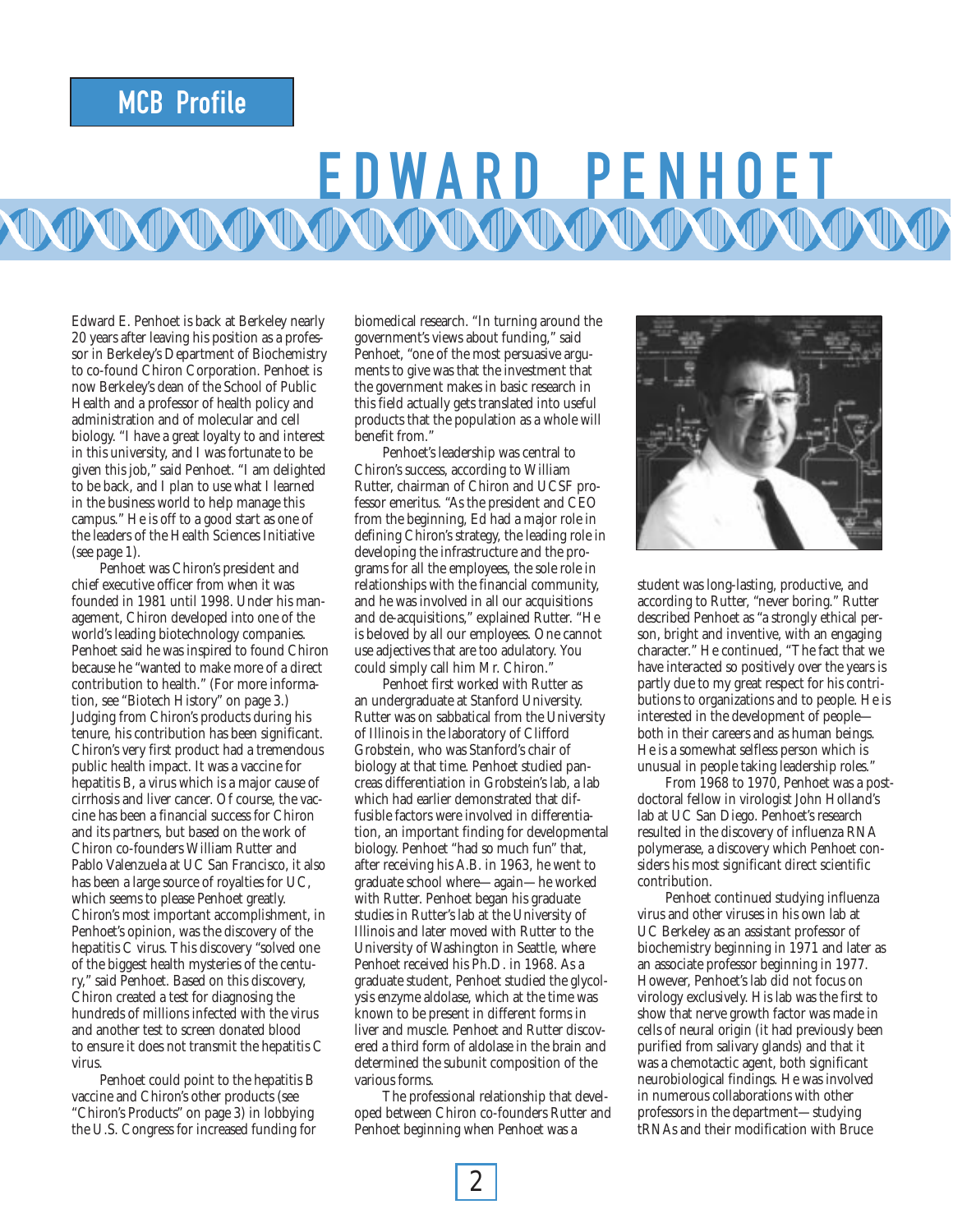MCB Profile

# EDWARD PENHOET

Edward E. Penhoet is back at Berkeley nearly 20 years after leaving his position as a professor in Berkeley's Department of Biochemistry to co-found Chiron Corporation. Penhoet is now Berkeley's dean of the School of Public Health and a professor of health policy and administration and of molecular and cell biology. "I have a great loyalty to and interest in this university, and I was fortunate to be given this job," said Penhoet. "I am delighted to be back, and I plan to use what I learned in the business world to help manage this campus." He is off to a good start as one of the leaders of the Health Sciences Initiative (see page 1).

Penhoet was Chiron's president and chief executive officer from when it was founded in 1981 until 1998. Under his management, Chiron developed into one of the world's leading biotechnology companies. Penhoet said he was inspired to found Chiron because he "wanted to make more of a direct contribution to health." (For more information, see "Biotech History" on page 3.) Judging from Chiron's products during his tenure, his contribution has been significant. Chiron's very first product had a tremendous public health impact. It was a vaccine for hepatitis B, a virus which is a major cause of cirrhosis and liver cancer. Of course, the vaccine has been a financial success for Chiron and its partners, but based on the work of Chiron co-founders William Rutter and Pablo Valenzuela at UC San Francisco, it also has been a large source of royalties for UC, which seems to please Penhoet greatly. Chiron's most important accomplishment, in Penhoet's opinion, was the discovery of the hepatitis C virus. This discovery "solved one of the biggest health mysteries of the century," said Penhoet. Based on this discovery, Chiron created a test for diagnosing the hundreds of millions infected with the virus and another test to screen donated blood to ensure it does not transmit the hepatitis C virus.

Penhoet could point to the hepatitis B vaccine and Chiron's other products (see "Chiron's Products" on page 3) in lobbying the U.S. Congress for increased funding for biomedical research. "In turning around the government's views about funding," said Penhoet, "one of the most persuasive arguments to give was that the investment that the government makes in basic research in this field actually gets translated into useful products that the population as a whole will benefit from."

Penhoet's leadership was central to Chiron's success, according to William Rutter, chairman of Chiron and UCSF professor emeritus. "As the president and CEO from the beginning, Ed had a major role in defining Chiron's strategy, the leading role in developing the infrastructure and the programs for all the employees, the sole role in relationships with the financial community, and he was involved in all our acquisitions and de-acquisitions," explained Rutter. "He is beloved by all our employees. One cannot use adjectives that are too adulatory. You could simply call him Mr. Chiron."

Penhoet first worked with Rutter as an undergraduate at Stanford University. Rutter was on sabbatical from the University of Illinois in the laboratory of Clifford Grobstein, who was Stanford's chair of biology at that time. Penhoet studied pancreas differentiation in Grobstein's lab, a lab which had earlier demonstrated that diffusible factors were involved in differentiation, an important finding for developmental biology. Penhoet "had so much fun" that, after receiving his A.B. in 1963, he went to graduate school where—again—he worked with Rutter. Penhoet began his graduate studies in Rutter's lab at the University of Illinois and later moved with Rutter to the University of Washington in Seattle, where Penhoet received his Ph.D. in 1968. As a graduate student, Penhoet studied the glycolysis enzyme aldolase, which at the time was known to be present in different forms in liver and muscle. Penhoet and Rutter discovered a third form of aldolase in the brain and determined the subunit composition of the various forms.

The professional relationship that developed between Chiron co-founders Rutter and Penhoet beginning when Penhoet was a student was long-lasting, productive, and according to Rutter, "never boring." Rutter described Penhoet as "a strongly ethical person, bright and inventive, with an engaging character." He continued, "The fact that we have interacted so positively over the years is partly due to my great respect for his contributions to organizations and to people. He is interested in the development of people—both in their careers and as human beings. He is a somewhat selfless person which is unusual in people taking leadership roles."

From 1968 to 1970, Penhoet was a postdoctoral fellow in virologist John Holland's lab at UC San Diego. Penhoet's research resulted in the discovery of influenza RNA polymerase, a discovery which Penhoet considers his most significant direct scientific contribution.

Penhoet continued studying influenza virus and other viruses in his own lab at UC Berkeley as an assistant professor of biochemistry beginning in 1971 and later as an associate professor beginning in 1977. However, Penhoet's lab did not focus on virology exclusively. His lab was the first to show that nerve growth factor was made in cells of neural origin (it had previously been purified from salivary glands) and that it was a chemotactic agent, both significant neurobiological findings. He was involved in numerous collaborations with other professors in the department—studying tRNAs and their modification with Bruce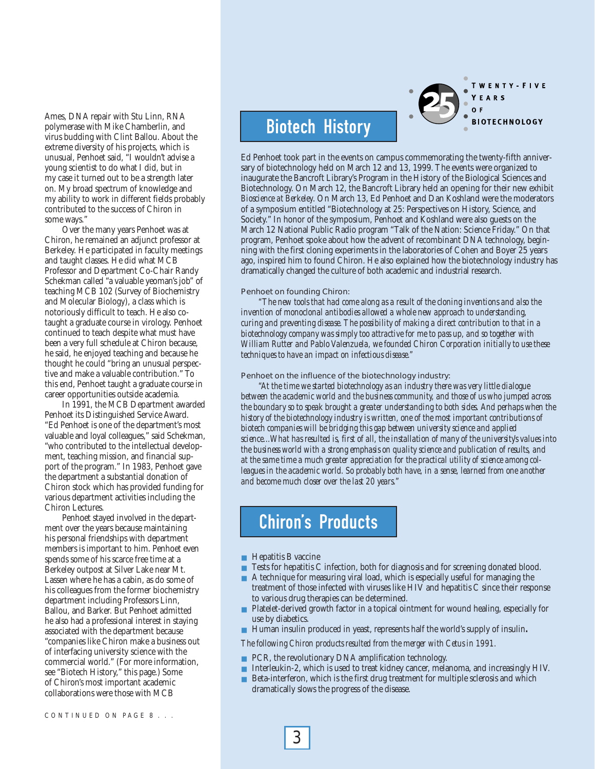Ames, DNA repair with Stu Linn, RNA polymerase with Mike Chamberlin, and virus budding with Clint Ballou. About the extreme diversity of his projects, which is unusual, Penhoet said, "I wouldn't advise a young scientist to do what I did, but in my case it turned out to be a strength later on. My broad spectrum of knowledge and my ability to work in different fields probably contributed to the success of Chiron in some ways."

Over the many years Penhoet was at Chiron, he remained an adjunct professor at Berkeley. He participated in faculty meetings and taught classes. He did what MCB Professor and Department Co-Chair Randy Schekman called "a valuable yeoman's job" of teaching MCB 102 (Survey of Biochemistry and Molecular Biology), a class which is notoriously difficult to teach. He also co-taught a graduate course in virology. Penhoet continued to teach despite what must have been a very full schedule at Chiron because, he said, he enjoyed teaching and because he thought he could "bring an unusual perspective and make a valuable contribution." To this end, Penhoet taught a graduate course in career opportunities outside academia.

In 1991, the MCB Department awarded Penhoet its Distinguished Service Award. "Ed Penhoet is one of the department's most valuable and loyal colleagues," said Schekman, "who contributed to the intellectual development, teaching mission, and financial support of the program." In 1983, Penhoet gave the department a substantial donation of Chiron stock which has provided funding for various department activities including the Chiron Lectures.

Penhoet stayed involved in the department over the years because maintaining his personal friendships with department members is important to him. Penhoet even spends some of his scarce free time at a Berkeley outpost at Silver Lake near Mt. Lassen where he has a cabin, as do some of his colleagues from the former biochemistry department including Professors Linn, Ballou, and Barker. But Penhoet admitted he also had a professional interest in staying associated with the department because "companies like Chiron make a business out of interfacing university science with the commercial world." (For more information, see "Biotech History," this page.) Some of Chiron's most important academic collaborations were those with MCB

CONTINUED ON PAGE 8 . . .

## Biotech History

TWENTY-FIVE YEARS OF BIOTECHNOLOGY

Ed Penhoet took part in the events on campus commemorating the twenty-fifth anniversary of biotechnology held on March 12 and 13, 1999. The events were organized to inaugurate the Bancroft Library's Program in the History of the Biological Sciences and Biotechnology. On March 12, the Bancroft Library held an opening for their new exhibit *Bioscience at Berkeley*. On March 13, Ed Penhoet and Dan Koshland were the moderators of a symposium entitled "Biotechnology at 25: Perspectives on History, Science, and Society." In honor of the symposium, Penhoet and Koshland were also guests on the March 12 National Public Radio program "Talk of the Nation: Science Friday." On that program, Penhoet spoke about how the advent of recombinant DNA technology, beginning with the first cloning experiments in the laboratories of Cohen and Boyer 25 years ago, inspired him to found Chiron. He also explained how the biotechnology industry has dramatically changed the culture of both academic and industrial research.

Penhoet on founding Chiron:

*"The new tools that had come along as a result of the cloning inventions and also the invention of monoclonal antibodies allowed a whole new approach to understanding, curing and preventing disease. The possibility of making a direct contribution to that in a biotechnology company was simply too attractive for me to pass up, and so together with William Rutter and Pablo Valenzuela, we founded Chiron Corporation initially to use these techniques to have an impact on infectious disease."*

Penhoet on the influence of the biotechnology industry:

*"At the time we started biotechnology as an industry there was very little dialogue between the academic world and the business community, and those of us who jumped across the boundary so to speak brought a greater understanding to both sides. And perhaps when the history of the biotechnology industry is written, one of the most important contributions of biotech companies will be bridging this gap between university science and applied science...What has resulted is, first of all, the installation of many of the university's values into the business world with a strong emphasis on quality science and publication of results, and at the same time a much greater appreciation for the practical utility of science among colleagues in the academic world. So probably both have, in a sense, learned from one another and become much closer over the last 20 years."*

## Chiron's Products

- Hepatitis B vaccine
- Tests for hepatitis C infection, both for diagnosis and for screening donated blood.
- A technique for measuring viral load, which is especially useful for managing the treatment of those infected with viruses like HIV and hepatitis C since their response to various drug therapies can be determined.
- Platelet-derived growth factor in a topical ointment for wound healing, especially for use by diabetics.
- Human insulin produced in yeast, represents half the world's supply of insulin.

*The following Chiron products resulted from the merger with Cetus in 1991.*

- PCR, the revolutionary DNA amplification technology.
- Interleukin-2, which is used to treat kidney cancer, melanoma, and increasingly HIV.
- Beta-interferon, which is the first drug treatment for multiple sclerosis and which dramatically slows the progress of the disease.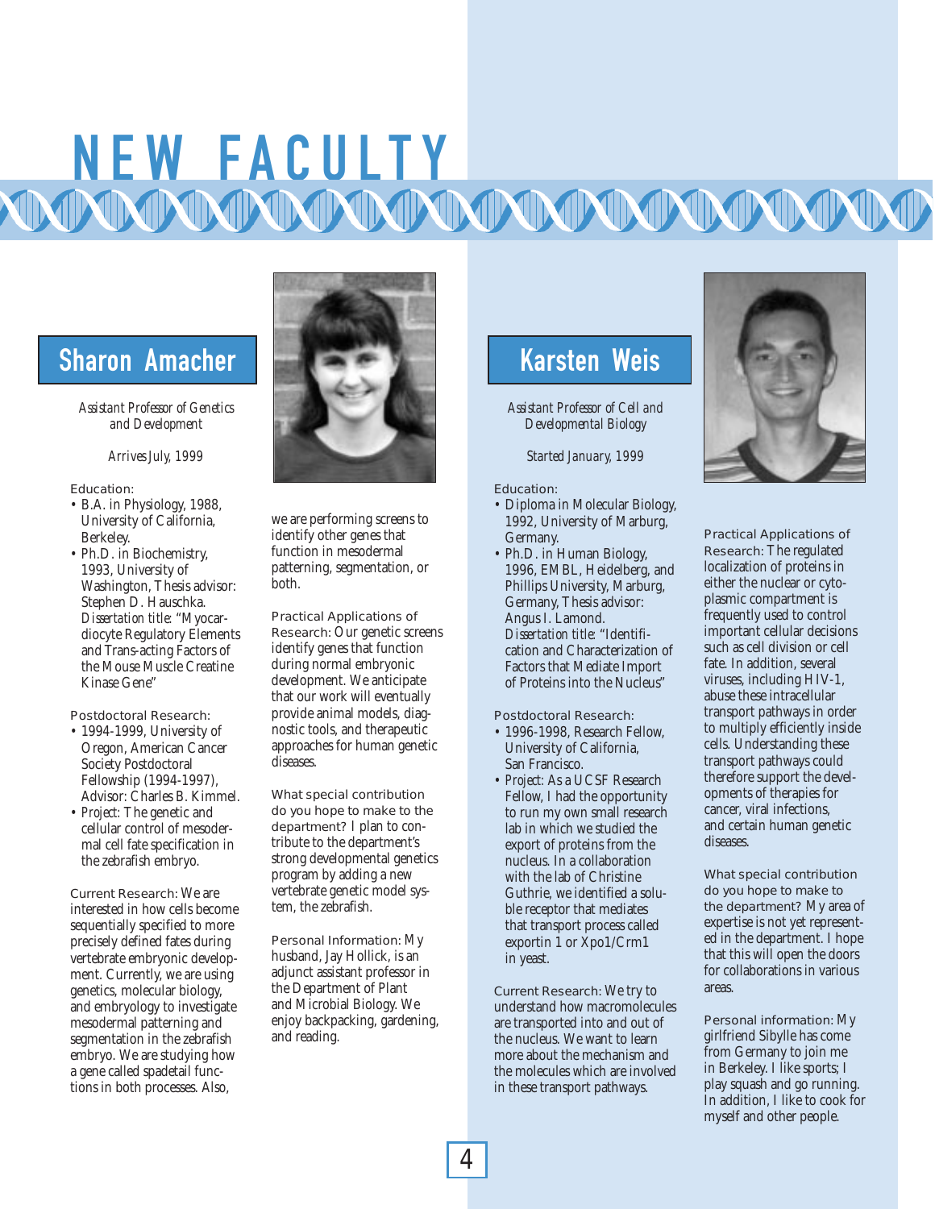# NEW FACULTY

## Sharon Amacher

*Assistant Professor of Genetics and Development*

*Arrives July, 1999*

Education:

- B.A. in Physiology, 1988, University of California, Berkeley.
- Ph.D. in Biochemistry, 1993, University of Washington, Thesis advisor: Stephen D. Hauschka. *Dissertation title:* "Myocardiocyte Regulatory Elements and Trans-acting Factors of the Mouse Muscle Creatine Kinase Gene"

Postdoctoral Research:

- 1994-1999, University of Oregon, American Cancer Society Postdoctoral Fellowship (1994-1997), Advisor: Charles B. Kimmel.
- *Project:* The genetic and cellular control of mesodermal cell fate specification in the zebrafish embryo.

Current Research: We are interested in how cells become sequentially specified to more precisely defined fates during vertebrate embryonic development. Currently, we are using genetics, molecular biology, and embryology to investigate mesodermal patterning and segmentation in the zebrafish embryo. We are studying how a gene called spadetail functions in both processes. Also, we are performing screens to identify other genes that function in mesodermal patterning, segmentation, or both.

Practical Applications of Research: Our genetic screens identify genes that function during normal embryonic development. We anticipate that our work will eventually provide animal models, diagnostic tools, and therapeutic approaches for human genetic diseases.

What special contribution do you hope to make to the department? I plan to contribute to the department's strong developmental genetics program by adding a new vertebrate genetic model system, the zebrafish.

Personal Information: My husband, Jay Hollick, is an adjunct assistant professor in the Department of Plant and Microbial Biology. We enjoy backpacking, gardening, and reading.

## Karsten Weis

*Assistant Professor of Cell and Developmental Biology*

*Started January, 1999*

Education:

- Diploma in Molecular Biology, 1992, University of Marburg, Germany.
- Ph.D. in Human Biology, 1996, EMBL, Heidelberg, and Phillips University, Marburg, Germany, Thesis advisor: Angus I. Lamond. *Dissertation title:* "Identification and Characterization of Factors that Mediate Import of Proteins into the Nucleus"

Postdoctoral Research:

- 1996-1998, Research Fellow, University of California, San Francisco.
- *Project:* As a UCSF Research Fellow, I had the opportunity to run my own small research lab in which we studied the export of proteins from the nucleus. In a collaboration with the lab of Christine Guthrie, we identified a soluble receptor that mediates that transport process called exportin 1 or Xpo1/Crm1 in yeast.

Current Research: We try to understand how macromolecules are transported into and out of the nucleus. We want to learn more about the mechanism and the molecules which are involved in these transport pathways.

Practical Applications of Research: The regulated localization of proteins in either the nuclear or cytoplasmic compartment is frequently used to control important cellular decisions such as cell division or cell fate. In addition, several viruses, including HIV-1, abuse these intracellular transport pathways in order to multiply efficiently inside cells. Understanding these transport pathways could therefore support the developments of therapies for cancer, viral infections, and certain human genetic diseases.

What special contribution do you hope to make to the department? My area of expertise is not yet represented in the department. I hope that this will open the doors for collaborations in various areas.

Personal information: My girlfriend Sibylle has come from Germany to join me in Berkeley. I like sports; I play squash and go running. In addition, I like to cook for myself and other people.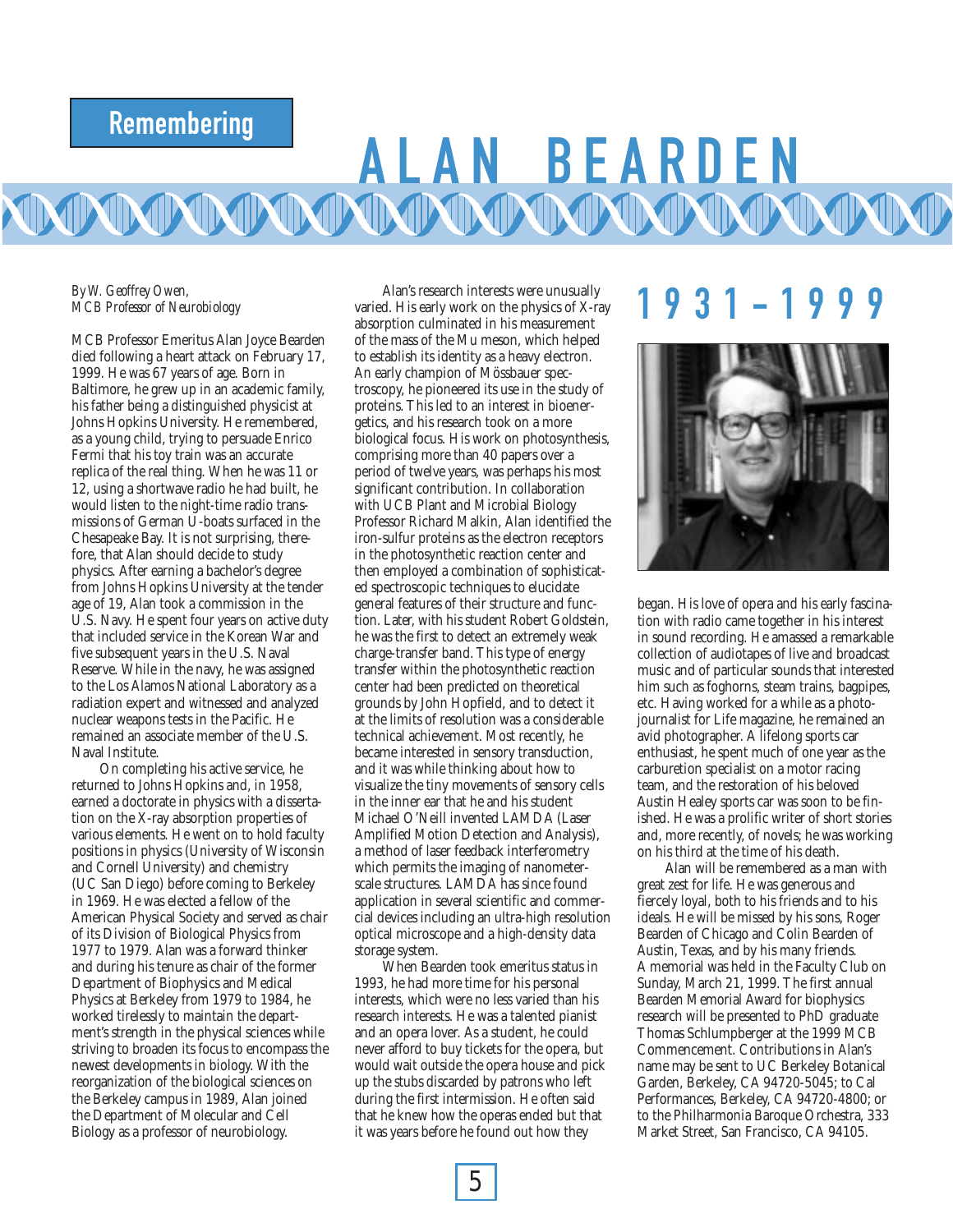Remembering

# ALAN BEARDEN

## 1931–1999

*By W. Geoffrey Owen,*
*MCB Professor of Neurobiology*

MCB Professor Emeritus Alan Joyce Bearden died following a heart attack on February 17, 1999. He was 67 years of age. Born in Baltimore, he grew up in an academic family, his father being a distinguished physicist at Johns Hopkins University. He remembered, as a young child, trying to persuade Enrico Fermi that his toy train was an accurate replica of the real thing. When he was 11 or 12, using a shortwave radio he had built, he would listen to the night-time radio transmissions of German U-boats surfaced in the Chesapeake Bay. It is not surprising, therefore, that Alan should decide to study physics. After earning a bachelor's degree from Johns Hopkins University at the tender age of 19, Alan took a commission in the U.S. Navy. He spent four years on active duty that included service in the Korean War and five subsequent years in the U.S. Naval Reserve. While in the navy, he was assigned to the Los Alamos National Laboratory as a radiation expert and witnessed and analyzed nuclear weapons tests in the Pacific. He remained an associate member of the U.S. Naval Institute.

On completing his active service, he returned to Johns Hopkins and, in 1958, earned a doctorate in physics with a dissertation on the X-ray absorption properties of various elements. He went on to hold faculty positions in physics (University of Wisconsin and Cornell University) and chemistry (UC San Diego) before coming to Berkeley in 1969. He was elected a fellow of the American Physical Society and served as chair of its Division of Biological Physics from 1977 to 1979. Alan was a forward thinker and during his tenure as chair of the former Department of Biophysics and Medical Physics at Berkeley from 1979 to 1984, he worked tirelessly to maintain the department's strength in the physical sciences while striving to broaden its focus to encompass the newest developments in biology. With the reorganization of the biological sciences on the Berkeley campus in 1989, Alan joined the Department of Molecular and Cell Biology as a professor of neurobiology.

Alan's research interests were unusually varied. His early work on the physics of X-ray absorption culminated in his measurement of the mass of the Mu meson, which helped to establish its identity as a heavy electron. An early champion of Mössbauer spectroscopy, he pioneered its use in the study of proteins. This led to an interest in bioenergetics, and his research took on a more biological focus. His work on photosynthesis, comprising more than 40 papers over a period of twelve years, was perhaps his most significant contribution. In collaboration with UCB Plant and Microbial Biology Professor Richard Malkin, Alan identified the iron-sulfur proteins as the electron receptors in the photosynthetic reaction center and then employed a combination of sophisticated spectroscopic techniques to elucidate general features of their structure and function. Later, with his student Robert Goldstein, he was the first to detect an extremely weak charge-transfer band. This type of energy transfer within the photosynthetic reaction center had been predicted on theoretical grounds by John Hopfield, and to detect it at the limits of resolution was a considerable technical achievement. Most recently, he became interested in sensory transduction, and it was while thinking about how to visualize the tiny movements of sensory cells in the inner ear that he and his student Michael O'Neill invented LAMDA (Laser Amplified Motion Detection and Analysis), a method of laser feedback interferometry which permits the imaging of nanometer-scale structures. LAMDA has since found application in several scientific and commercial devices including an ultra-high resolution optical microscope and a high-density data storage system.

When Bearden took emeritus status in 1993, he had more time for his personal interests, which were no less varied than his research interests. He was a talented pianist and an opera lover. As a student, he could never afford to buy tickets for the opera, but would wait outside the opera house and pick up the stubs discarded by patrons who left during the first intermission. He often said that he knew how the operas ended but that it was years before he found out how they began. His love of opera and his early fascination with radio came together in his interest in sound recording. He amassed a remarkable collection of audiotapes of live and broadcast music and of particular sounds that interested him such as foghorns, steam trains, bagpipes, etc. Having worked for a while as a photojournalist for Life magazine, he remained an avid photographer. A lifelong sports car enthusiast, he spent much of one year as the carburetion specialist on a motor racing team, and the restoration of his beloved Austin Healey sports car was soon to be finished. He was a prolific writer of short stories and, more recently, of novels; he was working on his third at the time of his death.

Alan will be remembered as a man with great zest for life. He was generous and fiercely loyal, both to his friends and to his ideals. He will be missed by his sons, Roger Bearden of Chicago and Colin Bearden of Austin, Texas, and by his many friends. A memorial was held in the Faculty Club on Sunday, March 21, 1999. The first annual Bearden Memorial Award for biophysics research will be presented to PhD graduate Thomas Schlumpberger at the 1999 MCB Commencement. Contributions in Alan's name may be sent to UC Berkeley Botanical Garden, Berkeley, CA 94720-5045; to Cal Performances, Berkeley, CA 94720-4800; or to the Philharmonia Baroque Orchestra, 333 Market Street, San Francisco, CA 94105.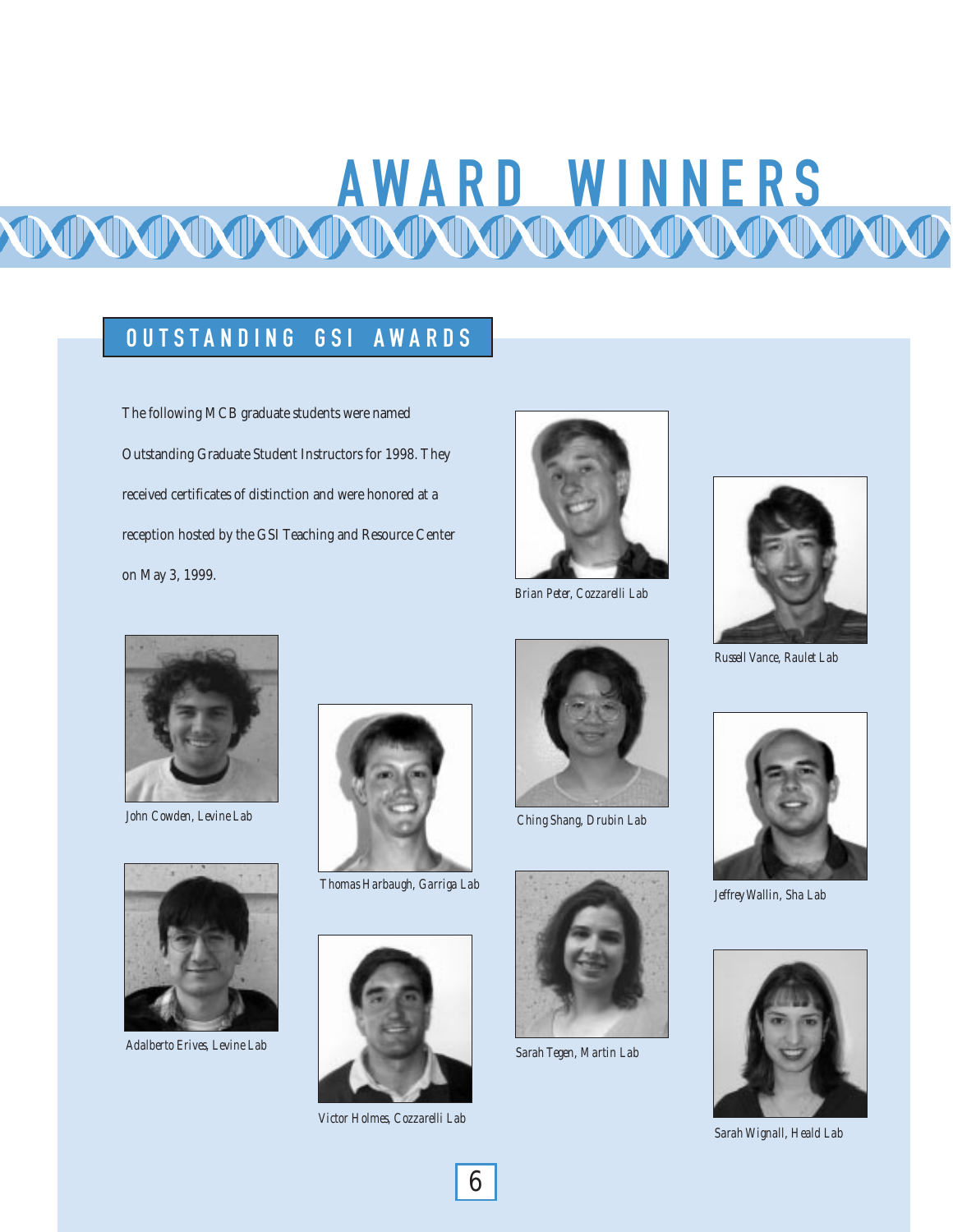# AWARD WINNERS

## OUTSTANDING GSI AWARDS

The following MCB graduate students were named Outstanding Graduate Student Instructors for 1998. They received certificates of distinction and were honored at a reception hosted by the GSI Teaching and Resource Center on May 3, 1999.

*Brian Peter, Cozzarelli Lab*

*Russell Vance, Raulet Lab*

*John Cowden, Levine Lab*

*Thomas Harbaugh, Garriga Lab*

*Ching Shang, Drubin Lab*

*Jeffrey Wallin, Sha Lab*

*Adalberto Erives, Levine Lab*

*Victor Holmes, Cozzarelli Lab*

*Sarah Tegen, Martin Lab*

*Sarah Wignall, Heald Lab*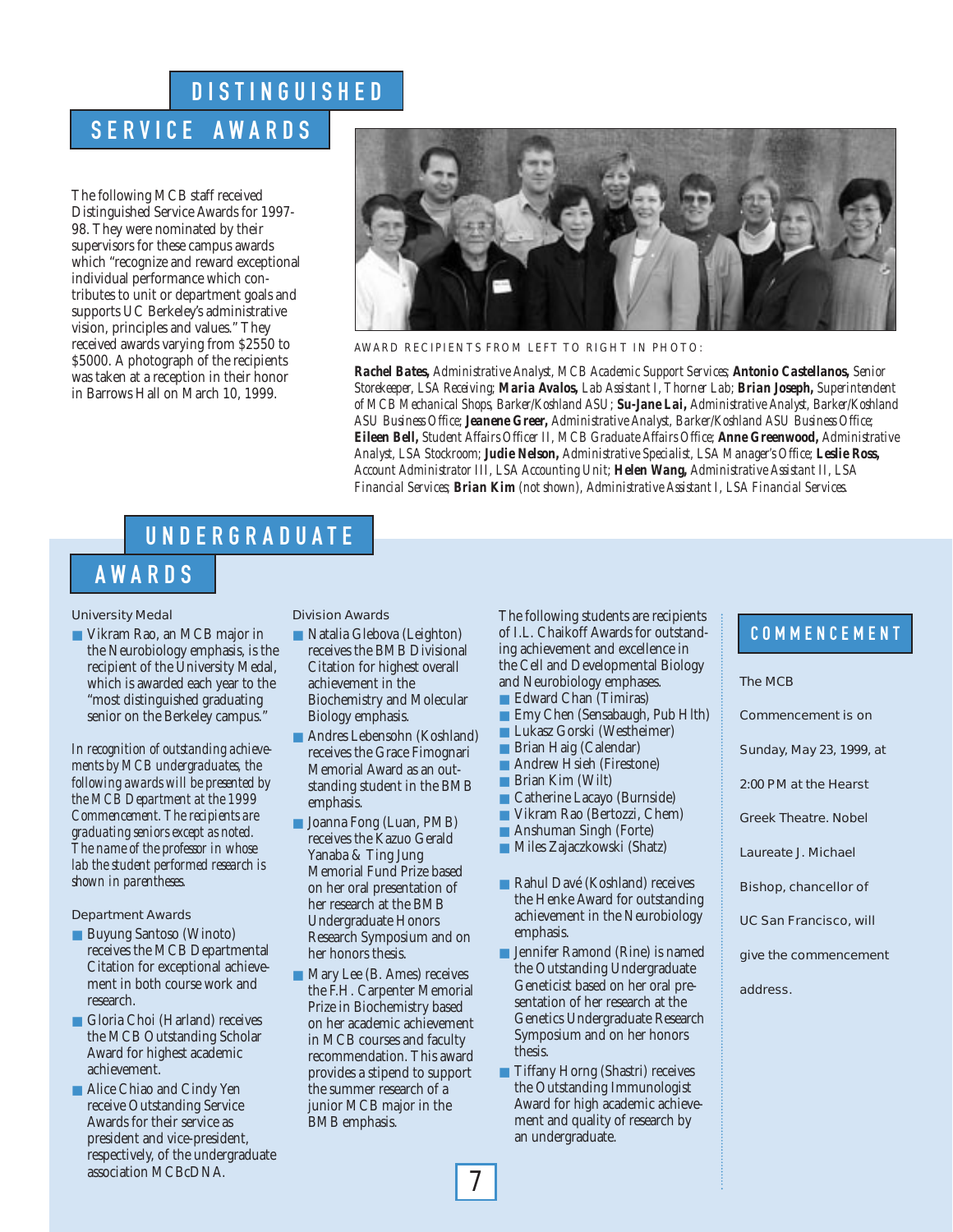# DISTINGUISHED SERVICE AWARDS

The following MCB staff received Distinguished Service Awards for 1997-98. They were nominated by their supervisors for these campus awards which "recognize and reward exceptional individual performance which contributes to unit or department goals and supports UC Berkeley's administrative vision, principles and values." They received awards varying from $2550 to $5000. A photograph of the recipients was taken at a reception in their honor in Barrows Hall on March 10, 1999.

AWARD RECIPIENTS FROM LEFT TO RIGHT IN PHOTO:

***Rachel Bates,*** *Administrative Analyst, MCB Academic Support Services;* ***Antonio Castellanos,*** *Senior Storekeeper, LSA Receiving;* ***Maria Avalos,*** *Lab Assistant I, Thorner Lab;* ***Brian Joseph,*** *Superintendent of MCB Mechanical Shops, Barker/Koshland ASU;* ***Su-Jane Lai,*** *Administrative Analyst, Barker/Koshland ASU Business Office;* ***Jeanene Greer,*** *Administrative Analyst, Barker/Koshland ASU Business Office;* ***Eileen Bell,*** *Student Affairs Officer II, MCB Graduate Affairs Office;* ***Anne Greenwood,*** *Administrative Analyst, LSA Stockroom;* ***Judie Nelson,*** *Administrative Specialist, LSA Manager's Office;* ***Leslie Ross,*** *Account Administrator III, LSA Accounting Unit;* ***Helen Wang,*** *Administrative Assistant II, LSA Financial Services;* ***Brian Kim*** *(not shown), Administrative Assistant I, LSA Financial Services.*

# UNDERGRADUATE AWARDS

### University Medal

- Vikram Rao, an MCB major in the Neurobiology emphasis, is the recipient of the University Medal, which is awarded each year to the "most distinguished graduating senior on the Berkeley campus."

*In recognition of outstanding achievements by MCB undergraduates, the following awards will be presented by the MCB Department at the 1999 Commencement. The recipients are graduating seniors except as noted. The name of the professor in whose lab the student performed research is shown in parentheses.*

### Department Awards

- Buyung Santoso (Winoto) receives the MCB Departmental Citation for exceptional achievement in both course work and research.
- Gloria Choi (Harland) receives the MCB Outstanding Scholar Award for highest academic achievement.
- Alice Chiao and Cindy Yen receive Outstanding Service Awards for their service as president and vice-president, respectively, of the undergraduate association MCBcDNA.

### Division Awards

- Natalia Glebova (Leighton) receives the BMB Divisional Citation for highest overall achievement in the Biochemistry and Molecular Biology emphasis.
- Andres Lebensohn (Koshland) receives the Grace Fimognari Memorial Award as an outstanding student in the BMB emphasis.
- Joanna Fong (Luan, PMB) receives the Kazuo Gerald Yanaba & Ting Jung Memorial Fund Prize based on her oral presentation of her research at the BMB Undergraduate Honors Research Symposium and on her honors thesis.
- Mary Lee (B. Ames) receives the F.H. Carpenter Memorial Prize in Biochemistry based on her academic achievement in MCB courses and faculty recommendation. This award provides a stipend to support the summer research of a junior MCB major in the BMB emphasis.

The following students are recipients of I.L. Chaikoff Awards for outstanding achievement and excellence in the Cell and Developmental Biology and Neurobiology emphases.

- Edward Chan (Timiras)
- Emy Chen (Sensabaugh, Pub Hlth)
- Lukasz Gorski (Westheimer)
- Brian Haig (Calendar)
- Andrew Hsieh (Firestone)
- Brian Kim (Wilt)
- Catherine Lacayo (Burnside)
- Vikram Rao (Bertozzi, Chem)
- Anshuman Singh (Forte)
- Miles Zajaczkowski (Shatz)

- Rahul Davé (Koshland) receives the Henke Award for outstanding achievement in the Neurobiology emphasis.
- Jennifer Ramond (Rine) is named the Outstanding Undergraduate Geneticist based on her oral presentation of her research at the Genetics Undergraduate Research Symposium and on her honors thesis.
- Tiffany Horng (Shastri) receives the Outstanding Immunologist Award for high academic achievement and quality of research by an undergraduate.

## COMMENCEMENT

The MCB Commencement is on Sunday, May 23, 1999, at 2:00 PM at the Hearst Greek Theatre. Nobel Laureate J. Michael Bishop, chancellor of UC San Francisco, will give the commencement address.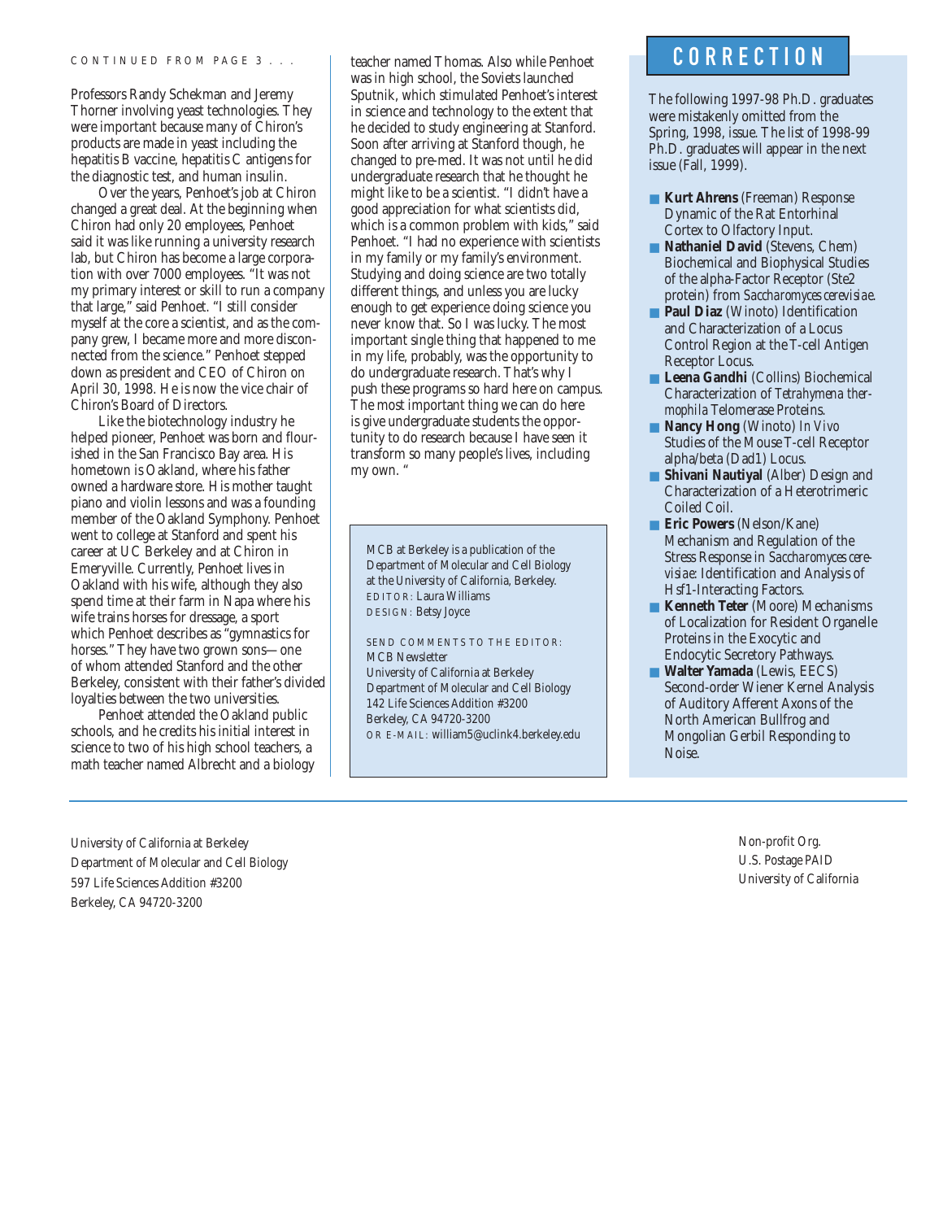CONTINUED FROM PAGE 3 . . .

Professors Randy Schekman and Jeremy Thorner involving yeast technologies. They were important because many of Chiron's products are made in yeast including the hepatitis B vaccine, hepatitis C antigens for the diagnostic test, and human insulin.

Over the years, Penhoet's job at Chiron changed a great deal. At the beginning when Chiron had only 20 employees, Penhoet said it was like running a university research lab, but Chiron has become a large corporation with over 7000 employees. "It was not my primary interest or skill to run a company that large," said Penhoet. "I still consider myself at the core a scientist, and as the company grew, I became more and more disconnected from the science." Penhoet stepped down as president and CEO of Chiron on April 30, 1998. He is now the vice chair of Chiron's Board of Directors.

Like the biotechnology industry he helped pioneer, Penhoet was born and flourished in the San Francisco Bay area. His hometown is Oakland, where his father owned a hardware store. His mother taught piano and violin lessons and was a founding member of the Oakland Symphony. Penhoet went to college at Stanford and spent his career at UC Berkeley and at Chiron in Emeryville. Currently, Penhoet lives in Oakland with his wife, although they also spend time at their farm in Napa where his wife trains horses for dressage, a sport which Penhoet describes as "gymnastics for horses." They have two grown sons—one of whom attended Stanford and the other Berkeley, consistent with their father's divided loyalties between the two universities.

Penhoet attended the Oakland public schools, and he credits his initial interest in science to two of his high school teachers, a math teacher named Albrecht and a biology teacher named Thomas. Also while Penhoet was in high school, the Soviets launched Sputnik, which stimulated Penhoet's interest in science and technology to the extent that he decided to study engineering at Stanford. Soon after arriving at Stanford though, he changed to pre-med. It was not until he did undergraduate research that he thought he might like to be a scientist. "I didn't have a good appreciation for what scientists did, which is a common problem with kids," said Penhoet. "I had no experience with scientists in my family or my family's environment. Studying and doing science are two totally different things, and unless you are lucky enough to get experience doing science you never know that. So I was lucky. The most important single thing that happened to me in my life, probably, was the opportunity to do undergraduate research. That's why I push these programs so hard here on campus. The most important thing we can do here is give undergraduate students the opportunity to do research because I have seen it transform so many people's lives, including my own. "

MCB at Berkeley is a publication of the Department of Molecular and Cell Biology at the University of California, Berkeley.
EDITOR: Laura Williams
DESIGN: Betsy Joyce

SEND COMMENTS TO THE EDITOR:
MCB Newsletter
University of California at Berkeley
Department of Molecular and Cell Biology
142 Life Sciences Addition #3200
Berkeley, CA 94720-3200
OR E-MAIL: william5@uclink4.berkeley.edu

## CORRECTION

The following 1997-98 Ph.D. graduates were mistakenly omitted from the Spring, 1998, issue. The list of 1998-99 Ph.D. graduates will appear in the next issue (Fall, 1999).

- **Kurt Ahrens** (Freeman) Response Dynamic of the Rat Entorhinal Cortex to Olfactory Input.
- **Nathaniel David** (Stevens, Chem) Biochemical and Biophysical Studies of the alpha-Factor Receptor (Ste2 protein) from *Saccharomyces cerevisiae*.
- **Paul Diaz** (Winoto) Identification and Characterization of a Locus Control Region at the T-cell Antigen Receptor Locus.
- **Leena Gandhi** (Collins) Biochemical Characterization of *Tetrahymena thermophila* Telomerase Proteins.
- **Nancy Hong** (Winoto) In Vivo Studies of the Mouse T-cell Receptor alpha/beta (Dad1) Locus.
- **Shivani Nautiyal** (Alber) Design and Characterization of a Heterotrimeric Coiled Coil.
- **Eric Powers** (Nelson/Kane) Mechanism and Regulation of the Stress Response in *Saccharomyces cerevisiae*: Identification and Analysis of Hsf1-Interacting Factors.
- **Kenneth Teter** (Moore) Mechanisms of Localization for Resident Organelle Proteins in the Exocytic and Endocytic Secretory Pathways.
- **Walter Yamada** (Lewis, EECS) Second-order Wiener Kernel Analysis of Auditory Afferent Axons of the North American Bullfrog and Mongolian Gerbil Responding to Noise.

University of California at Berkeley
Department of Molecular and Cell Biology
597 Life Sciences Addition #3200
Berkeley, CA 94720-3200

Non-profit Org.
U.S. Postage PAID
University of California